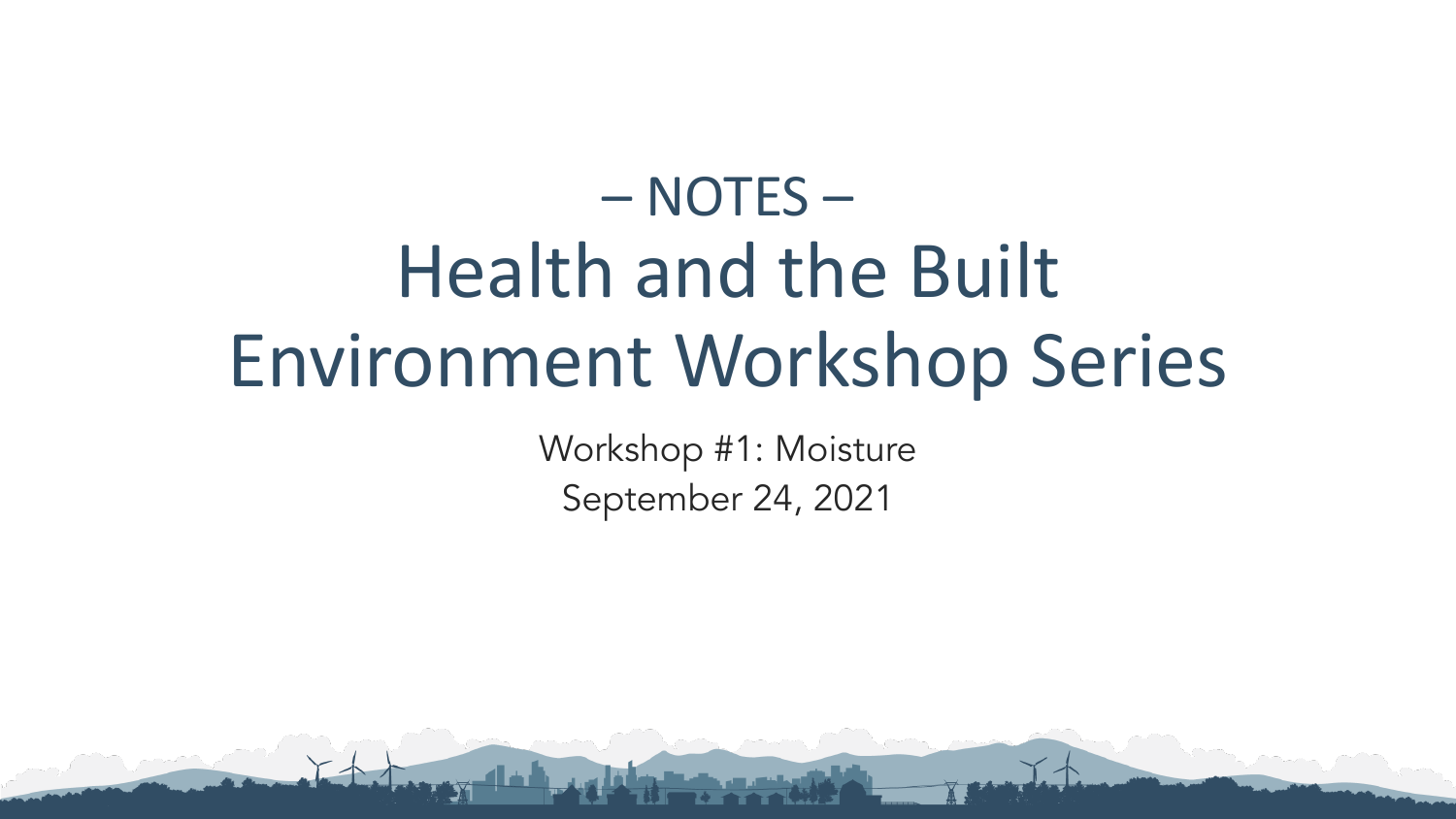– NOTES –

# Health and the Built Environment Workshop Series

Workshop #1: Moisture

September 24, 2021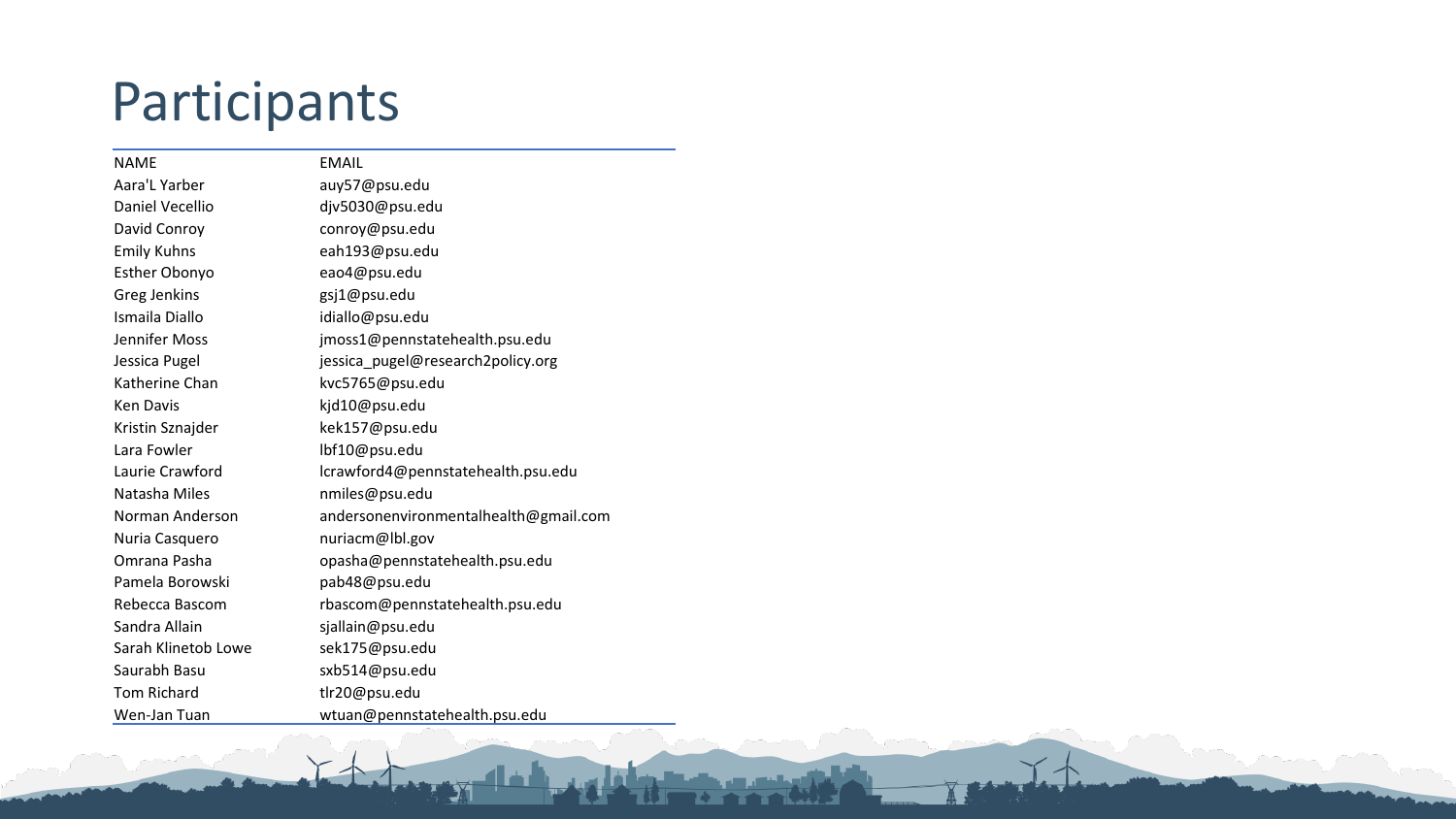# Participants

| NAME | EMAIL |
|---|---|
| Aara'L Yarber | auy57@psu.edu |
| Daniel Vecellio | djv5030@psu.edu |
| David Conroy | conroy@psu.edu |
| Emily Kuhns | eah193@psu.edu |
| Esther Obonyo | eao4@psu.edu |
| Greg Jenkins | gsj1@psu.edu |
| Ismaila Diallo | idiallo@psu.edu |
| Jennifer Moss | jmoss1@pennstatehealth.psu.edu |
| Jessica Pugel | jessica_pugel@research2policy.org |
| Katherine Chan | kvc5765@psu.edu |
| Ken Davis | kjd10@psu.edu |
| Kristin Sznajder | kek157@psu.edu |
| Lara Fowler | lbf10@psu.edu |
| Laurie Crawford | lcrawford4@pennstatehealth.psu.edu |
| Natasha Miles | nmiles@psu.edu |
| Norman Anderson | andersonenvironmentalhealth@gmail.com |
| Nuria Casquero | nuriacm@lbl.gov |
| Omrana Pasha | opasha@pennstatehealth.psu.edu |
| Pamela Borowski | pab48@psu.edu |
| Rebecca Bascom | rbascom@pennstatehealth.psu.edu |
| Sandra Allain | sjallain@psu.edu |
| Sarah Klinetob Lowe | sek175@psu.edu |
| Saurabh Basu | sxb514@psu.edu |
| Tom Richard | tlr20@psu.edu |
| Wen-Jan Tuan | wtuan@pennstatehealth.psu.edu |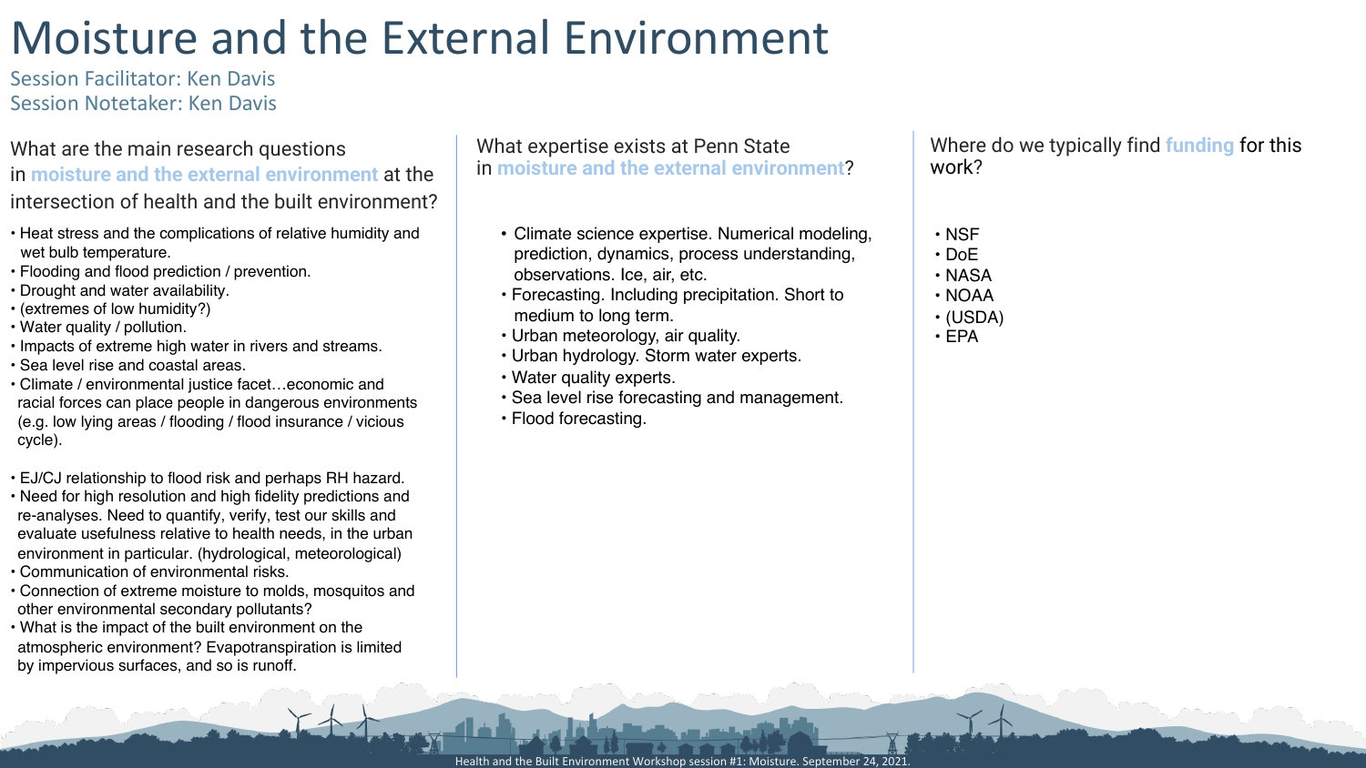# Moisture and the External Environment

Session Facilitator: Ken Davis
Session Notetaker: Ken Davis

## What are the main research questions in **moisture and the external environment** at the intersection of health and the built environment?

- Heat stress and the complications of relative humidity and wet bulb temperature.
- Flooding and flood prediction / prevention.
- Drought and water availability.
- (extremes of low humidity?)
- Water quality / pollution.
- Impacts of extreme high water in rivers and streams.
- Sea level rise and coastal areas.
- Climate / environmental justice facet…economic and racial forces can place people in dangerous environments (e.g. low lying areas / flooding / flood insurance / vicious cycle).

- EJ/CJ relationship to flood risk and perhaps RH hazard.
- Need for high resolution and high fidelity predictions and re-analyses. Need to quantify, verify, test our skills and evaluate usefulness relative to health needs, in the urban environment in particular. (hydrological, meteorological)
- Communication of environmental risks.
- Connection of extreme moisture to molds, mosquitos and other environmental secondary pollutants?
- What is the impact of the built environment on the atmospheric environment? Evapotranspiration is limited by impervious surfaces, and so is runoff.

## What expertise exists at Penn State in **moisture and the external environment**?

- Climate science expertise. Numerical modeling, prediction, dynamics, process understanding, observations. Ice, air, etc.
- Forecasting. Including precipitation. Short to medium to long term.
- Urban meteorology, air quality.
- Urban hydrology. Storm water experts.
- Water quality experts.
- Sea level rise forecasting and management.
- Flood forecasting.

## Where do we typically find **funding** for this work?

- NSF
- DoE
- NASA
- NOAA
- (USDA)
- EPA

Health and the Built Environment Workshop session #1: Moisture. September 24, 2021.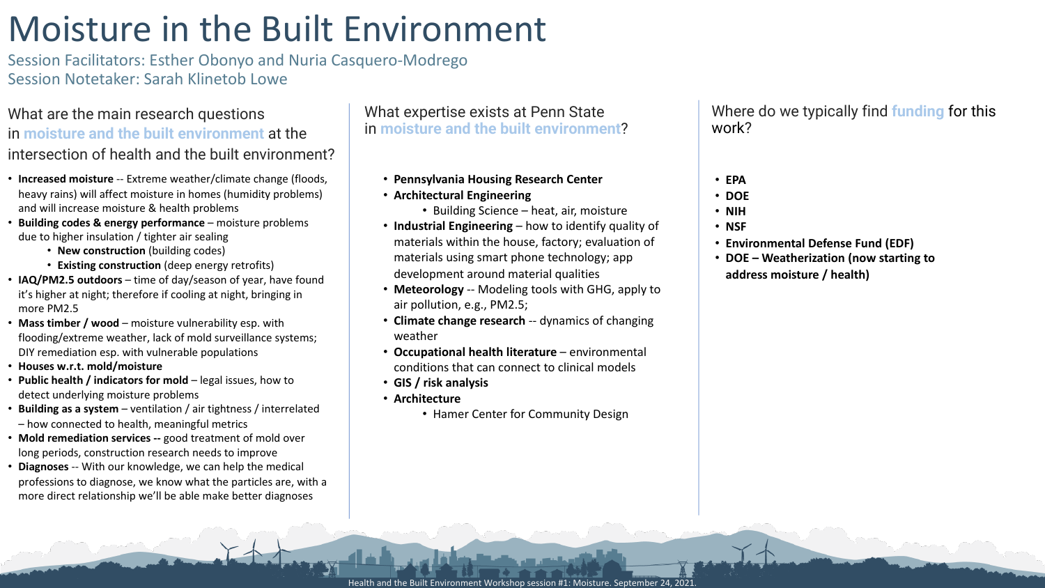# Moisture in the Built Environment

Session Facilitators: Esther Obonyo and Nuria Casquero-Modrego
Session Notetaker: Sarah Klinetob Lowe

## What are the main research questions in moisture and the built environment at the intersection of health and the built environment?

- **Increased moisture** -- Extreme weather/climate change (floods, heavy rains) will affect moisture in homes (humidity problems) and will increase moisture & health problems
- **Building codes & energy performance** – moisture problems due to higher insulation / tighter air sealing
  - **New construction** (building codes)
  - **Existing construction** (deep energy retrofits)
- **IAQ/PM2.5 outdoors** – time of day/season of year, have found it's higher at night; therefore if cooling at night, bringing in more PM2.5
- **Mass timber / wood** – moisture vulnerability esp. with flooding/extreme weather, lack of mold surveillance systems; DIY remediation esp. with vulnerable populations
- **Houses w.r.t. mold/moisture**
- **Public health / indicators for mold** – legal issues, how to detect underlying moisture problems
- **Building as a system** – ventilation / air tightness / interrelated – how connected to health, meaningful metrics
- **Mold remediation services --** good treatment of mold over long periods, construction research needs to improve
- **Diagnoses** -- With our knowledge, we can help the medical professions to diagnose, we know what the particles are, with a more direct relationship we'll be able make better diagnoses

## What expertise exists at Penn State in moisture and the built environment?

- **Pennsylvania Housing Research Center**
- **Architectural Engineering**
  - Building Science – heat, air, moisture
- **Industrial Engineering** – how to identify quality of materials within the house, factory; evaluation of materials using smart phone technology; app development around material qualities
- **Meteorology** -- Modeling tools with GHG, apply to air pollution, e.g., PM2.5;
- **Climate change research** -- dynamics of changing weather
- **Occupational health literature** – environmental conditions that can connect to clinical models
- **GIS / risk analysis**
- **Architecture**
  - Hamer Center for Community Design

## Where do we typically find funding for this work?

- **EPA**
- **DOE**
- **NIH**
- **NSF**
- **Environmental Defense Fund (EDF)**
- **DOE – Weatherization (now starting to address moisture / health)**

Health and the Built Environment Workshop session #1: Moisture. September 24, 2021.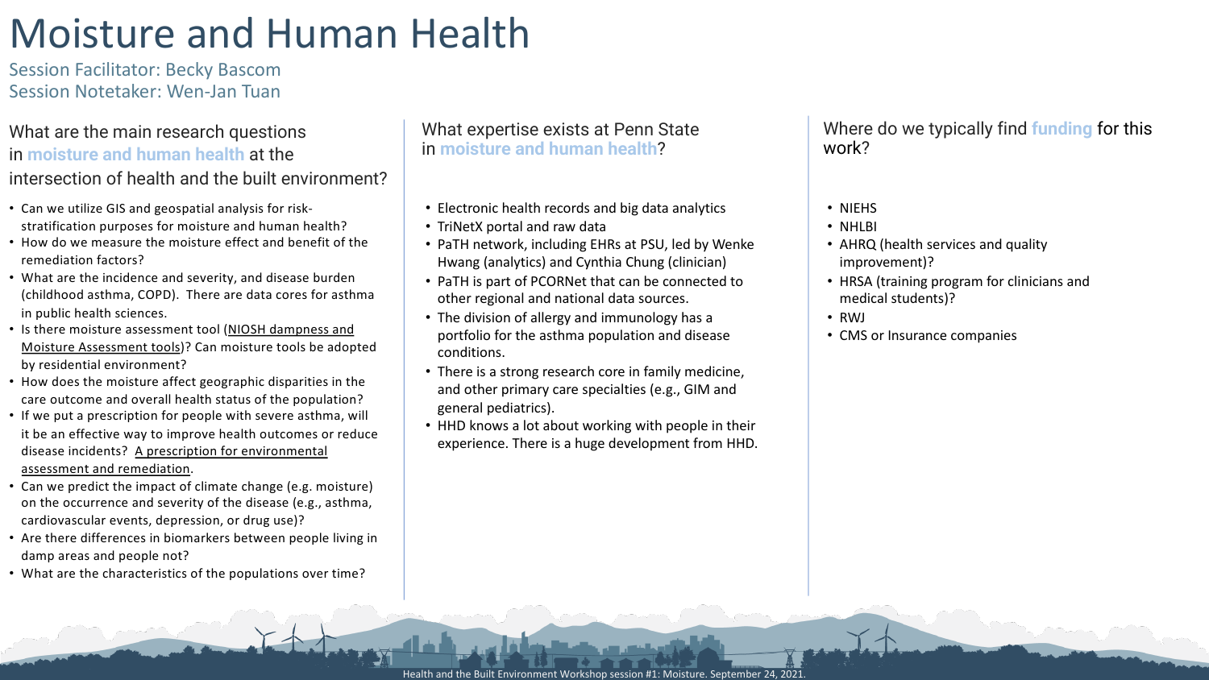# Moisture and Human Health

Session Facilitator: Becky Bascom
Session Notetaker: Wen-Jan Tuan

## What are the main research questions in moisture and human health at the intersection of health and the built environment?

- Can we utilize GIS and geospatial analysis for risk-stratification purposes for moisture and human health?
- How do we measure the moisture effect and benefit of the remediation factors?
- What are the incidence and severity, and disease burden (childhood asthma, COPD). There are data cores for asthma in public health sciences.
- Is there moisture assessment tool (NIOSH dampness and Moisture Assessment tools)? Can moisture tools be adopted by residential environment?
- How does the moisture affect geographic disparities in the care outcome and overall health status of the population?
- If we put a prescription for people with severe asthma, will it be an effective way to improve health outcomes or reduce disease incidents? A prescription for environmental assessment and remediation.
- Can we predict the impact of climate change (e.g. moisture) on the occurrence and severity of the disease (e.g., asthma, cardiovascular events, depression, or drug use)?
- Are there differences in biomarkers between people living in damp areas and people not?
- What are the characteristics of the populations over time?

## What expertise exists at Penn State in moisture and human health?

- Electronic health records and big data analytics
- TriNetX portal and raw data
- PaTH network, including EHRs at PSU, led by Wenke Hwang (analytics) and Cynthia Chung (clinician)
- PaTH is part of PCORNet that can be connected to other regional and national data sources.
- The division of allergy and immunology has a portfolio for the asthma population and disease conditions.
- There is a strong research core in family medicine, and other primary care specialties (e.g., GIM and general pediatrics).
- HHD knows a lot about working with people in their experience. There is a huge development from HHD.

## Where do we typically find funding for this work?

- NIEHS
- NHLBI
- AHRQ (health services and quality improvement)?
- HRSA (training program for clinicians and medical students)?
- RWJ
- CMS or Insurance companies

Health and the Built Environment Workshop session #1: Moisture. September 24, 2021.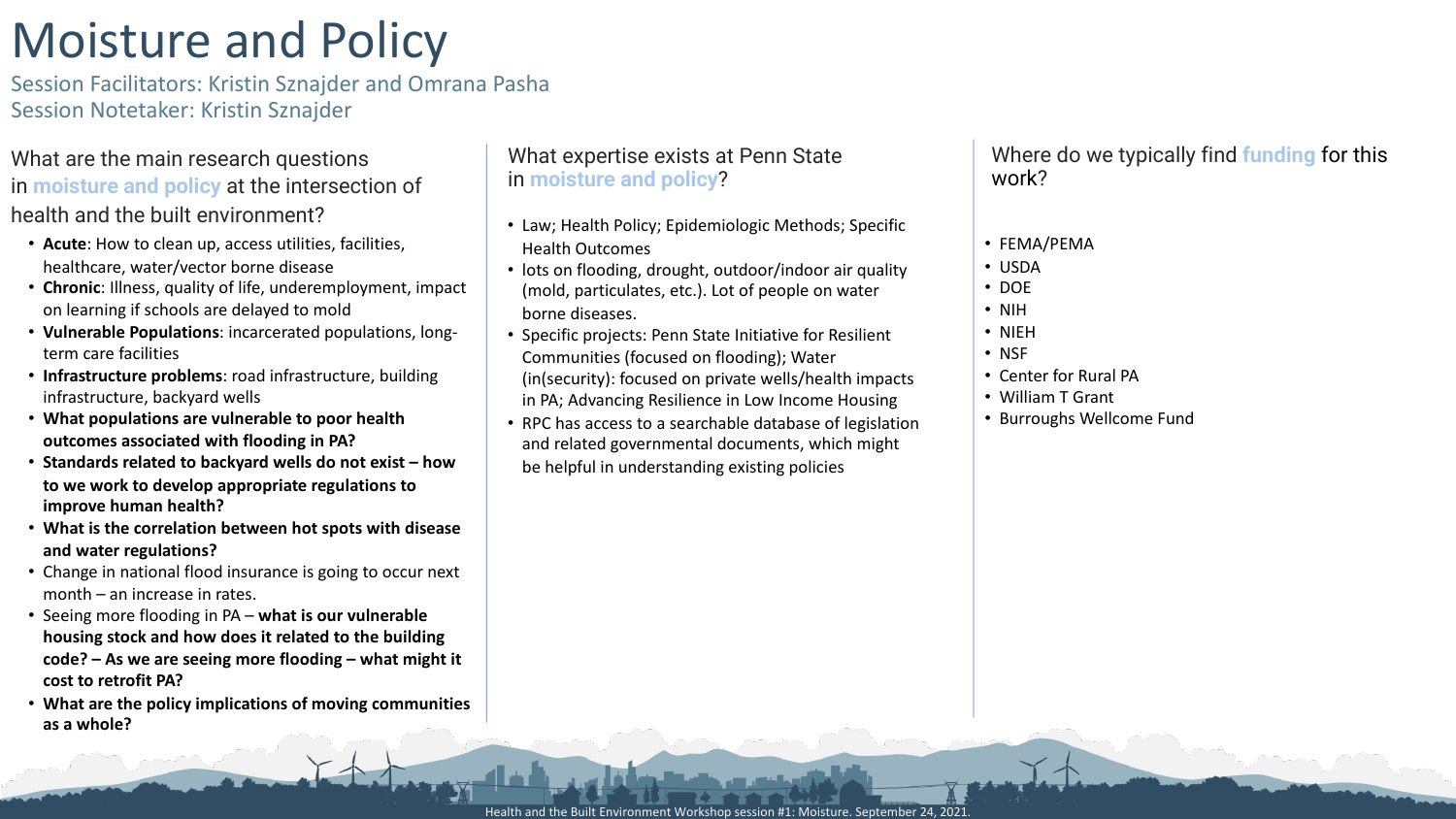# Moisture and Policy

Session Facilitators: Kristin Sznajder and Omrana Pasha
Session Notetaker: Kristin Sznajder

## What are the main research questions in moisture and policy at the intersection of health and the built environment?

- **Acute**: How to clean up, access utilities, facilities, healthcare, water/vector borne disease
- **Chronic**: Illness, quality of life, underemployment, impact on learning if schools are delayed to mold
- **Vulnerable Populations**: incarcerated populations, long-term care facilities
- **Infrastructure problems**: road infrastructure, building infrastructure, backyard wells
- **What populations are vulnerable to poor health outcomes associated with flooding in PA?**
- **Standards related to backyard wells do not exist – how to we work to develop appropriate regulations to improve human health?**
- **What is the correlation between hot spots with disease and water regulations?**
- Change in national flood insurance is going to occur next month – an increase in rates.
- Seeing more flooding in PA – **what is our vulnerable housing stock and how does it related to the building code? – As we are seeing more flooding – what might it cost to retrofit PA?**
- **What are the policy implications of moving communities as a whole?**

## What expertise exists at Penn State in moisture and policy?

- Law; Health Policy; Epidemiologic Methods; Specific Health Outcomes
- lots on flooding, drought, outdoor/indoor air quality (mold, particulates, etc.). Lot of people on water borne diseases.
- Specific projects: Penn State Initiative for Resilient Communities (focused on flooding); Water (in(security): focused on private wells/health impacts in PA; Advancing Resilience in Low Income Housing
- RPC has access to a searchable database of legislation and related governmental documents, which might be helpful in understanding existing policies

## Where do we typically find funding for this work?

- FEMA/PEMA
- USDA
- DOE
- NIH
- NIEH
- NSF
- Center for Rural PA
- William T Grant
- Burroughs Wellcome Fund

Health and the Built Environment Workshop session #1: Moisture. September 24, 2021.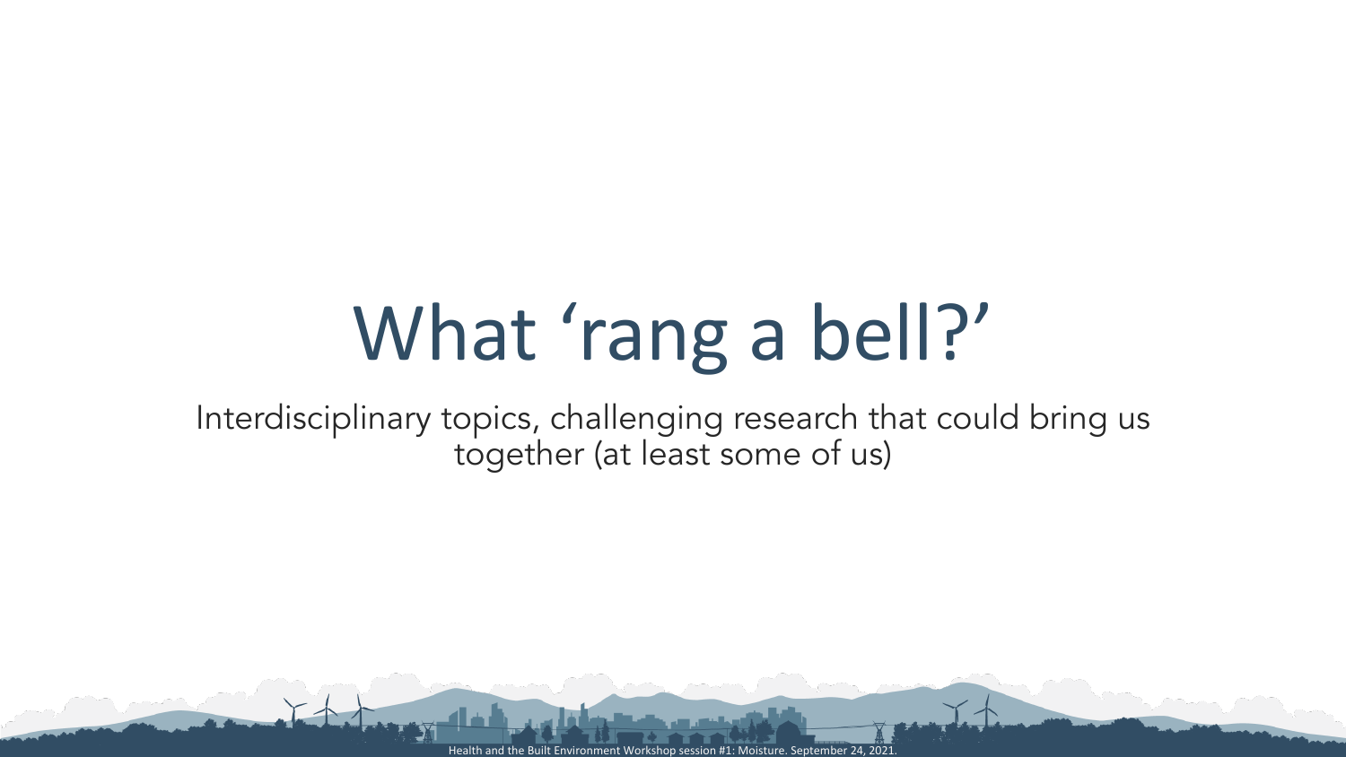# What ‘rang a bell?’

Interdisciplinary topics, challenging research that could bring us together (at least some of us)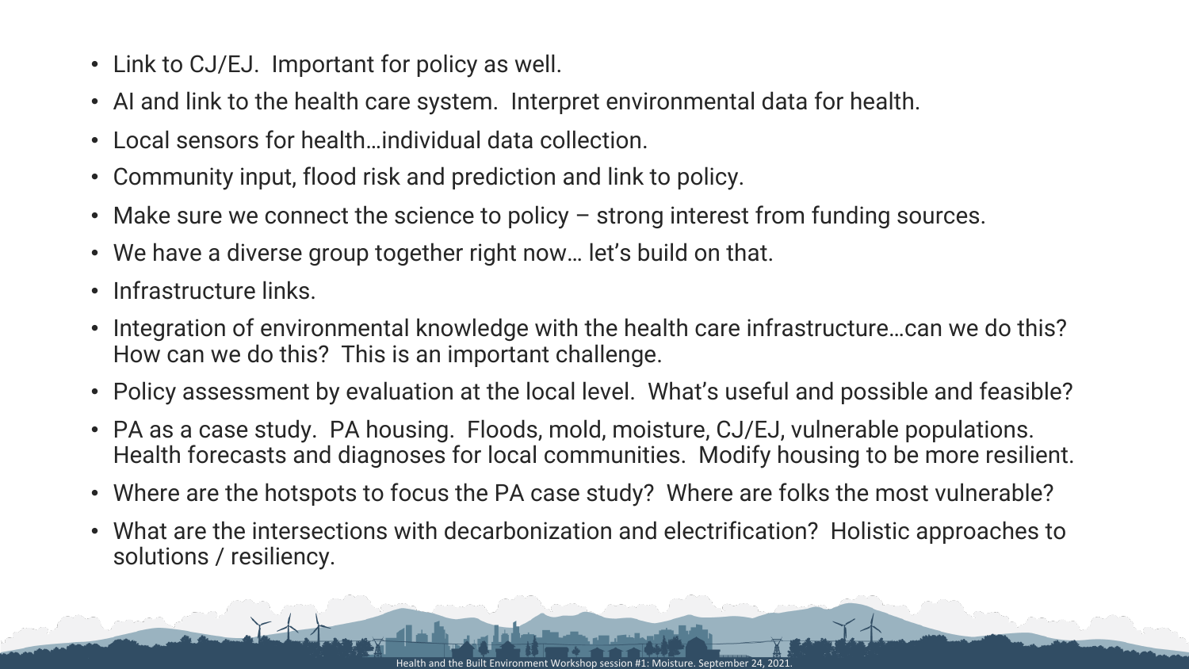- Link to CJ/EJ. Important for policy as well.
- AI and link to the health care system. Interpret environmental data for health.
- Local sensors for health…individual data collection.
- Community input, flood risk and prediction and link to policy.
- Make sure we connect the science to policy – strong interest from funding sources.
- We have a diverse group together right now… let's build on that.
- Infrastructure links.
- Integration of environmental knowledge with the health care infrastructure…can we do this? How can we do this? This is an important challenge.
- Policy assessment by evaluation at the local level. What's useful and possible and feasible?
- PA as a case study. PA housing. Floods, mold, moisture, CJ/EJ, vulnerable populations. Health forecasts and diagnoses for local communities. Modify housing to be more resilient.
- Where are the hotspots to focus the PA case study? Where are folks the most vulnerable?
- What are the intersections with decarbonization and electrification? Holistic approaches to solutions / resiliency.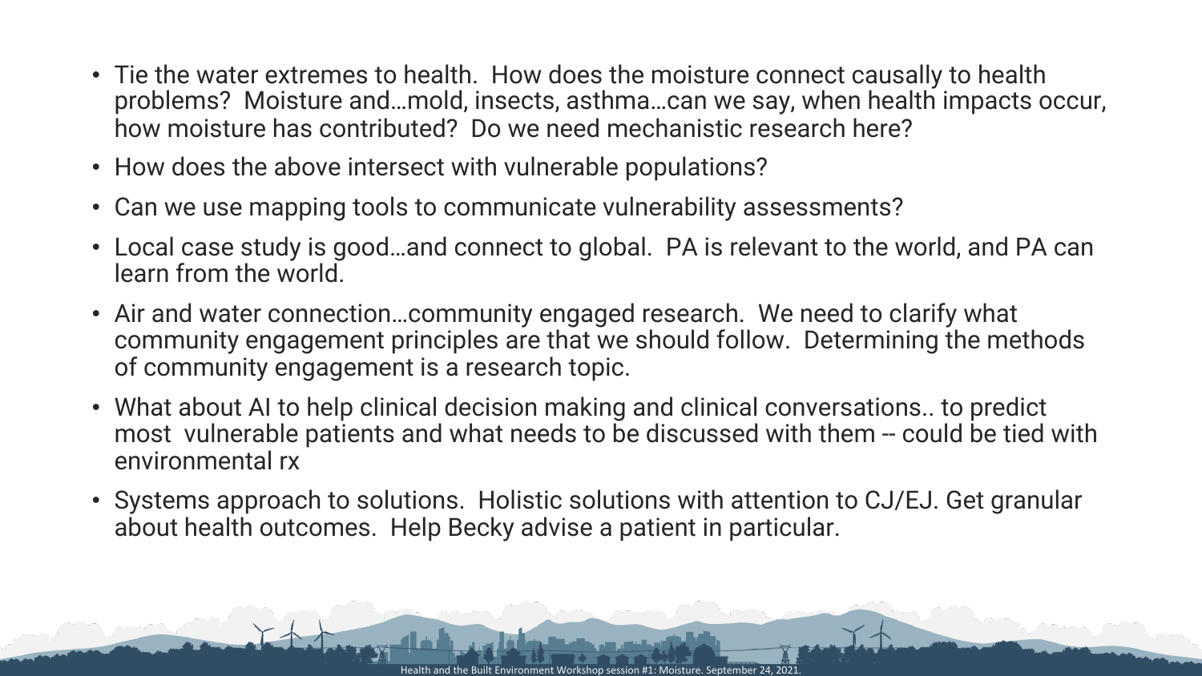- Tie the water extremes to health. How does the moisture connect causally to health problems? Moisture and…mold, insects, asthma…can we say, when health impacts occur, how moisture has contributed? Do we need mechanistic research here?
- How does the above intersect with vulnerable populations?
- Can we use mapping tools to communicate vulnerability assessments?
- Local case study is good…and connect to global. PA is relevant to the world, and PA can learn from the world.
- Air and water connection…community engaged research. We need to clarify what community engagement principles are that we should follow. Determining the methods of community engagement is a research topic.
- What about AI to help clinical decision making and clinical conversations.. to predict most vulnerable patients and what needs to be discussed with them -- could be tied with environmental rx
- Systems approach to solutions. Holistic solutions with attention to CJ/EJ. Get granular about health outcomes. Help Becky advise a patient in particular.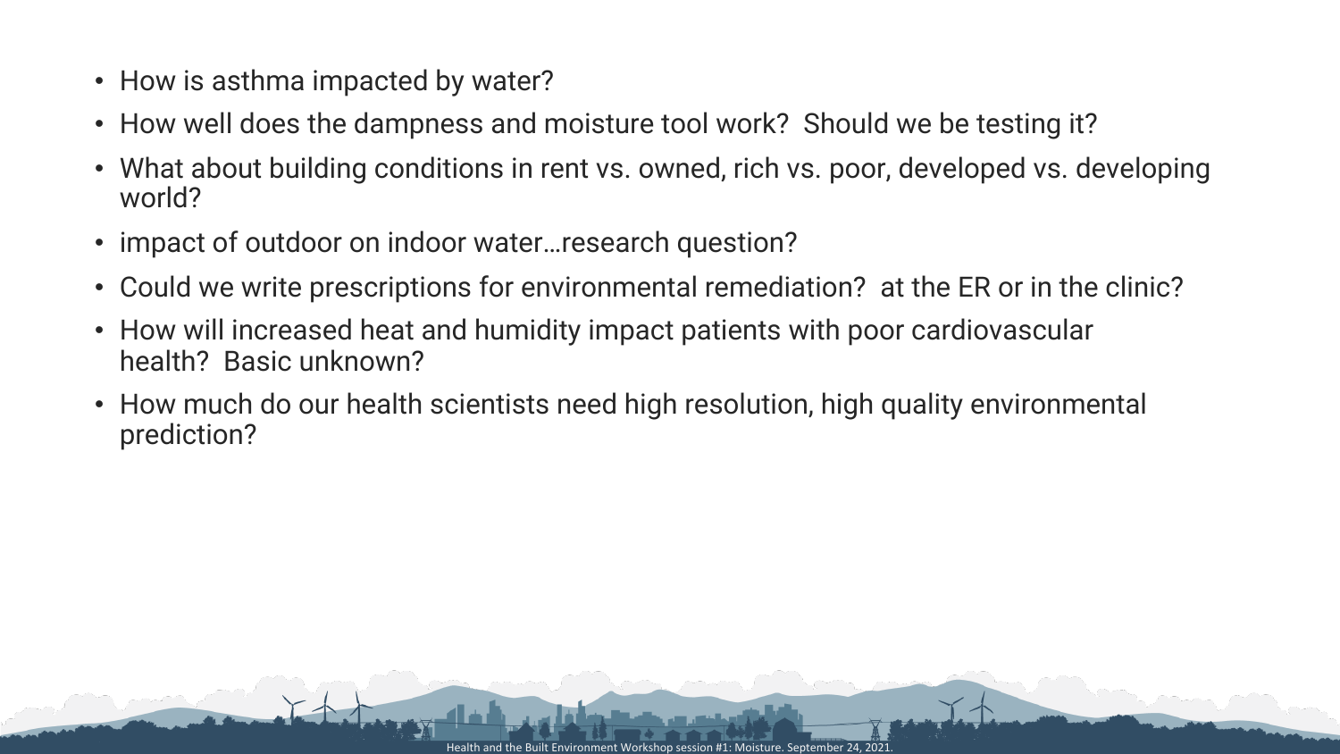- How is asthma impacted by water?
- How well does the dampness and moisture tool work?  Should we be testing it?
- What about building conditions in rent vs. owned, rich vs. poor, developed vs. developing world?
- impact of outdoor on indoor water…research question?
- Could we write prescriptions for environmental remediation?  at the ER or in the clinic?
- How will increased heat and humidity impact patients with poor cardiovascular health?  Basic unknown?
- How much do our health scientists need high resolution, high quality environmental prediction?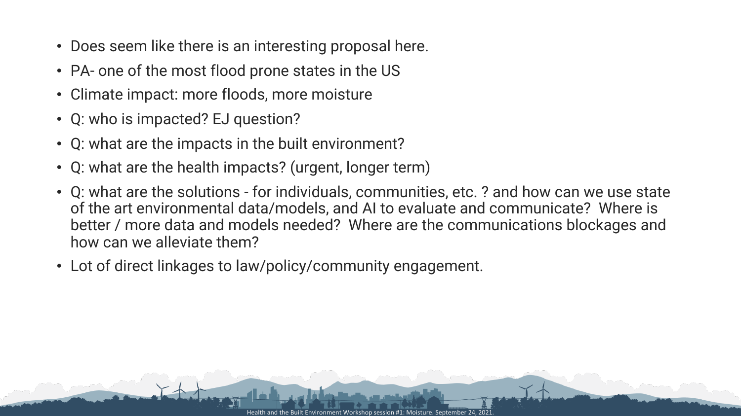- Does seem like there is an interesting proposal here.
- PA- one of the most flood prone states in the US
- Climate impact: more floods, more moisture
- Q: who is impacted? EJ question?
- Q: what are the impacts in the built environment?
- Q: what are the health impacts? (urgent, longer term)
- Q: what are the solutions - for individuals, communities, etc. ? and how can we use state of the art environmental data/models, and AI to evaluate and communicate? Where is better / more data and models needed? Where are the communications blockages and how can we alleviate them?
- Lot of direct linkages to law/policy/community engagement.